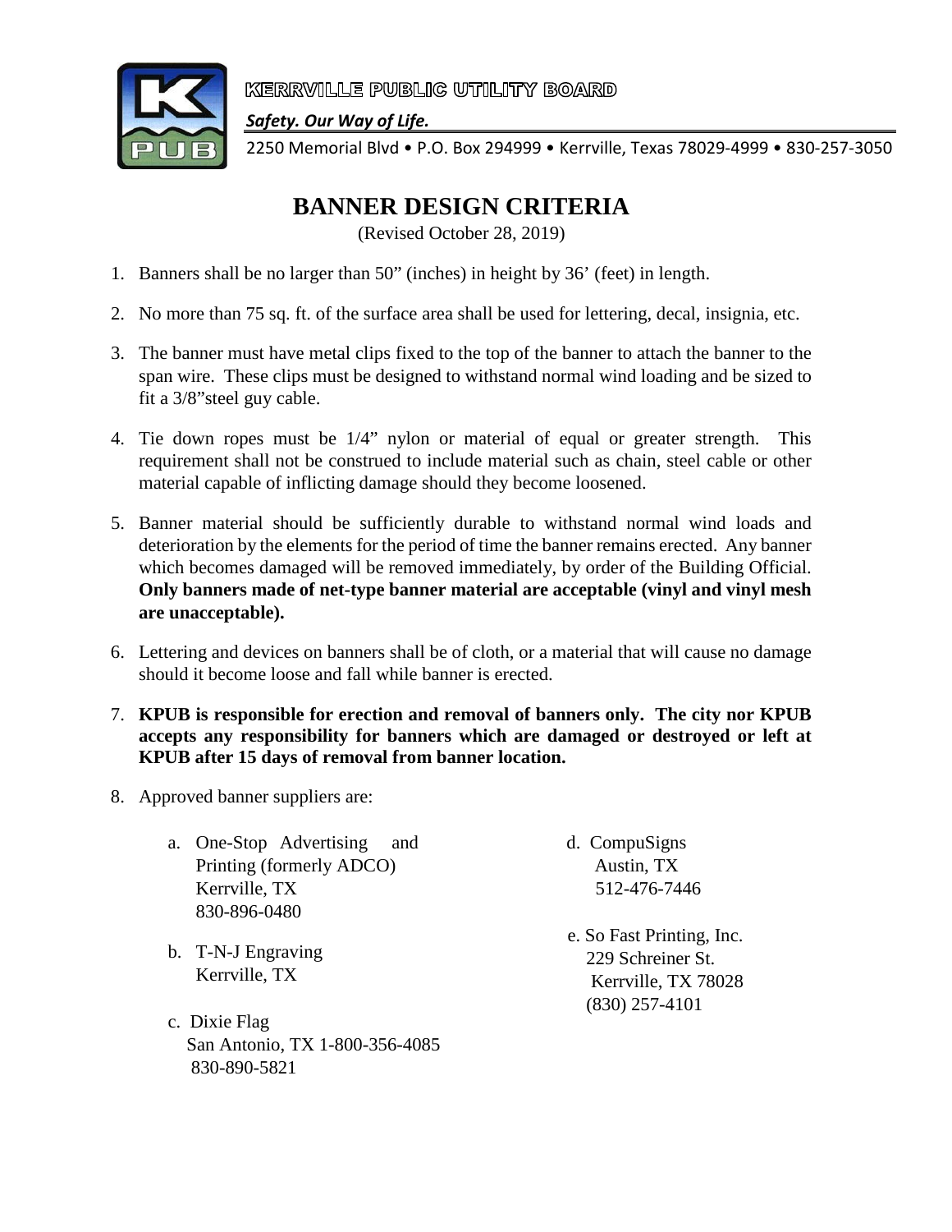KERRVILLE PUBLIC UTILITY BOARD

*Safety. Our Way of Life.*

2250 Memorial Blvd • P.O. Box 294999 • Kerrville, Texas 78029-4999 • 830-257-3050

# BANNER DESIGN CRITERIA

(Revised October 28, 2019)

1. Banners shall be no larger than 50" (inches) in height by 36' (feet) in length.
2. No more than 75 sq. ft. of the surface area shall be used for lettering, decal, insignia, etc.
3. The banner must have metal clips fixed to the top of the banner to attach the banner to the span wire. These clips must be designed to withstand normal wind loading and be sized to fit a 3/8"steel guy cable.
4. Tie down ropes must be 1/4" nylon or material of equal or greater strength. This requirement shall not be construed to include material such as chain, steel cable or other material capable of inflicting damage should they become loosened.
5. Banner material should be sufficiently durable to withstand normal wind loads and deterioration by the elements for the period of time the banner remains erected. Any banner which becomes damaged will be removed immediately, by order of the Building Official. **Only banners made of net-type banner material are acceptable (vinyl and vinyl mesh are unacceptable).**
6. Lettering and devices on banners shall be of cloth, or a material that will cause no damage should it become loose and fall while banner is erected.
7. **KPUB is responsible for erection and removal of banners only. The city nor KPUB accepts any responsibility for banners which are damaged or destroyed or left at KPUB after 15 days of removal from banner location.**
8. Approved banner suppliers are:

   a. One-Stop Advertising and Printing (formerly ADCO)
      Kerrville, TX
      830-896-0480

   b. T-N-J Engraving
      Kerrville, TX

   c. Dixie Flag
      San Antonio, TX 1-800-356-4085
      830-890-5821

   d. CompuSigns
      Austin, TX
      512-476-7446

   e. So Fast Printing, Inc.
      229 Schreiner St.
      Kerrville, TX 78028
      (830) 257-4101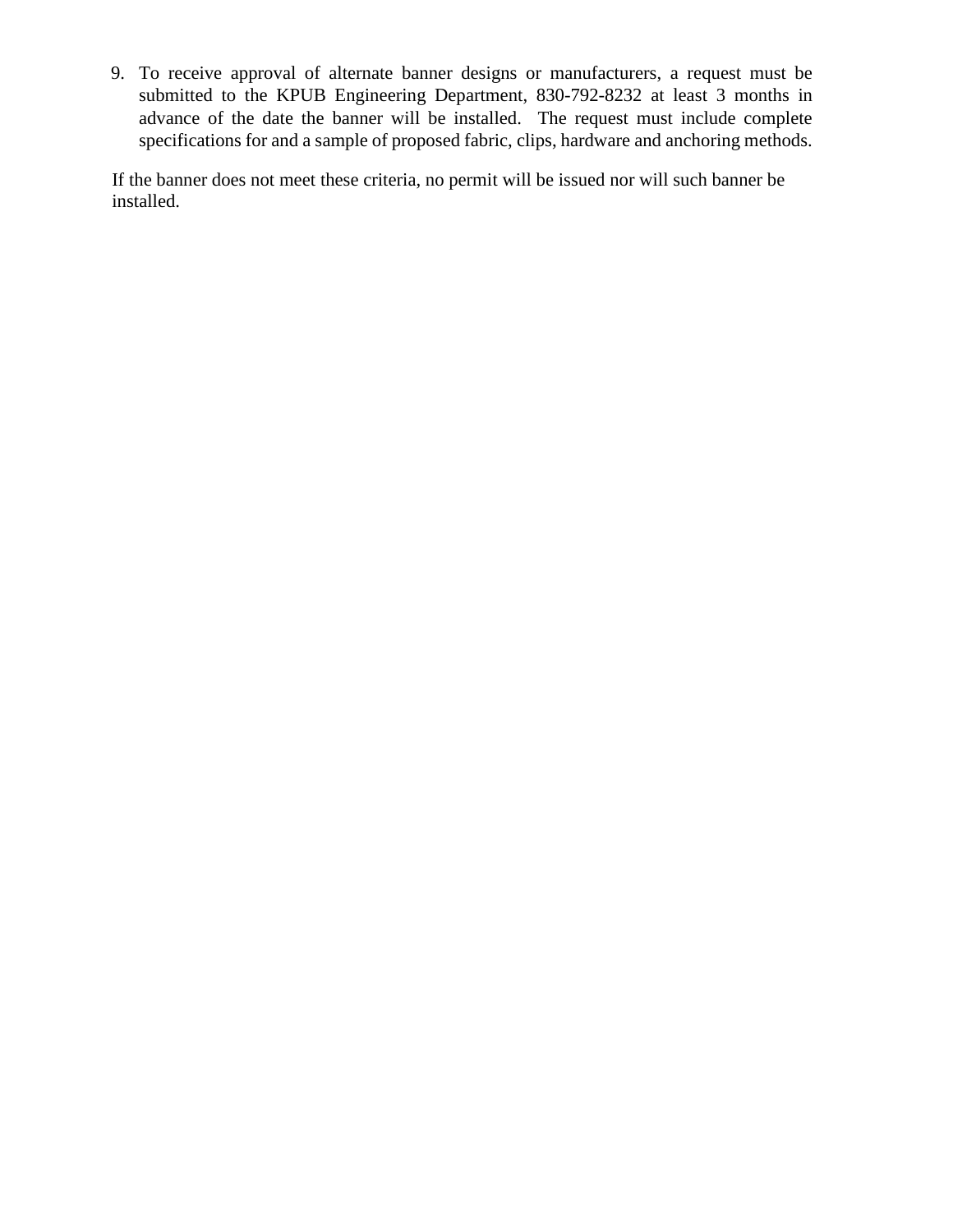9. To receive approval of alternate banner designs or manufacturers, a request must be submitted to the KPUB Engineering Department, 830-792-8232 at least 3 months in advance of the date the banner will be installed. The request must include complete specifications for and a sample of proposed fabric, clips, hardware and anchoring methods.

If the banner does not meet these criteria, no permit will be issued nor will such banner be installed.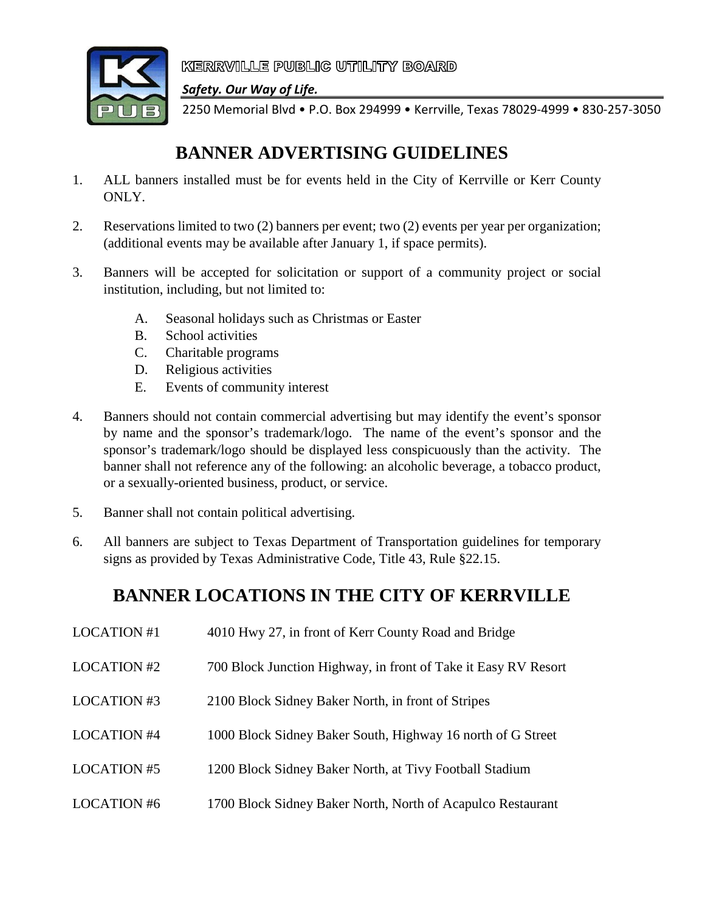KERRVILLE PUBLIC UTILITY BOARD

*Safety. Our Way of Life.*

2250 Memorial Blvd • P.O. Box 294999 • Kerrville, Texas 78029-4999 • 830-257-3050

# BANNER ADVERTISING GUIDELINES

1. ALL banners installed must be for events held in the City of Kerrville or Kerr County ONLY.
2. Reservations limited to two (2) banners per event; two (2) events per year per organization; (additional events may be available after January 1, if space permits).
3. Banners will be accepted for solicitation or support of a community project or social institution, including, but not limited to:
   - A. Seasonal holidays such as Christmas or Easter
   - B. School activities
   - C. Charitable programs
   - D. Religious activities
   - E. Events of community interest
4. Banners should not contain commercial advertising but may identify the event's sponsor by name and the sponsor's trademark/logo. The name of the event's sponsor and the sponsor's trademark/logo should be displayed less conspicuously than the activity. The banner shall not reference any of the following: an alcoholic beverage, a tobacco product, or a sexually-oriented business, product, or service.
5. Banner shall not contain political advertising.
6. All banners are subject to Texas Department of Transportation guidelines for temporary signs as provided by Texas Administrative Code, Title 43, Rule §22.15.

# BANNER LOCATIONS IN THE CITY OF KERRVILLE

| | |
|---|---|
| LOCATION #1 | 4010 Hwy 27, in front of Kerr County Road and Bridge |
| LOCATION #2 | 700 Block Junction Highway, in front of Take it Easy RV Resort |
| LOCATION #3 | 2100 Block Sidney Baker North, in front of Stripes |
| LOCATION #4 | 1000 Block Sidney Baker South, Highway 16 north of G Street |
| LOCATION #5 | 1200 Block Sidney Baker North, at Tivy Football Stadium |
| LOCATION #6 | 1700 Block Sidney Baker North, North of Acapulco Restaurant |